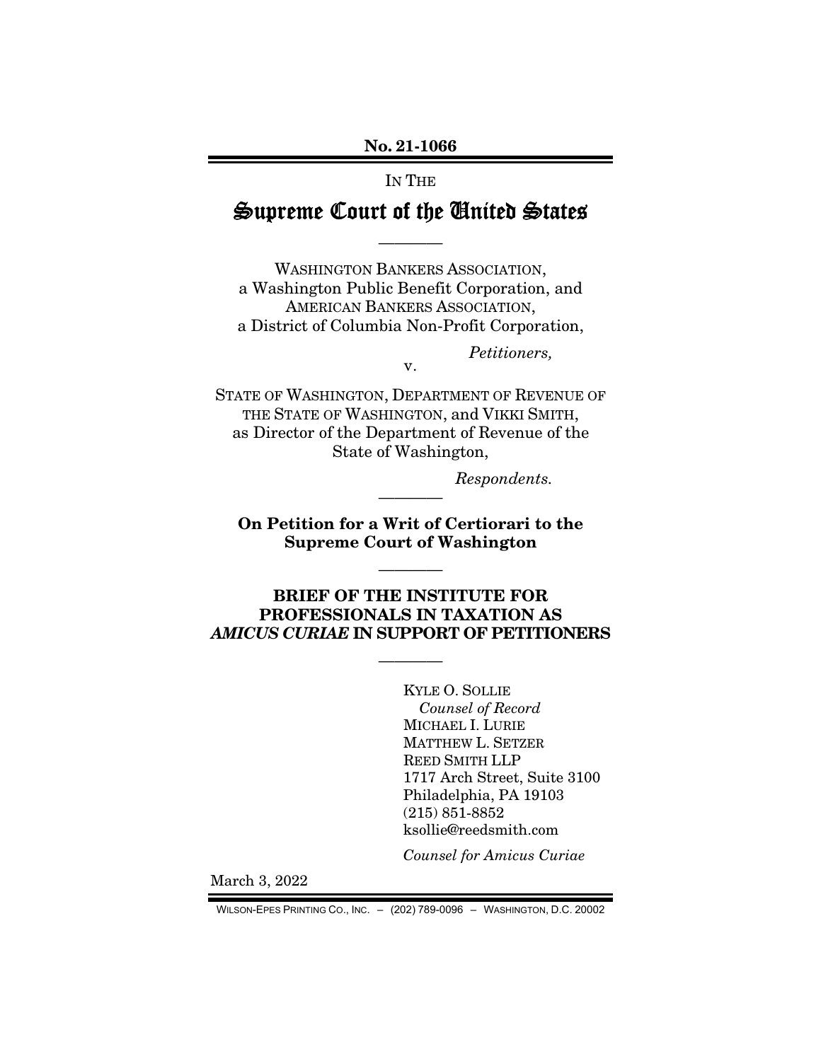**No. 21-1066**

IN THE

# Supreme Court of the United States

---

WASHINGTON BANKERS ASSOCIATION,
a Washington Public Benefit Corporation, and
AMERICAN BANKERS ASSOCIATION,
a District of Columbia Non-Profit Corporation,

*Petitioners,*

v.

STATE OF WASHINGTON, DEPARTMENT OF REVENUE OF THE STATE OF WASHINGTON, and VIKKI SMITH, as Director of the Department of Revenue of the State of Washington,

*Respondents.*

---

**On Petition for a Writ of Certiorari to the Supreme Court of Washington**

---

**BRIEF OF THE INSTITUTE FOR PROFESSIONALS IN TAXATION AS *AMICUS CURIAE* IN SUPPORT OF PETITIONERS**

---

KYLE O. SOLLIE
*Counsel of Record*
MICHAEL I. LURIE
MATTHEW L. SETZER
REED SMITH LLP
1717 Arch Street, Suite 3100
Philadelphia, PA 19103
(215) 851-8852
ksollie@reedsmith.com

*Counsel for Amicus Curiae*

March 3, 2022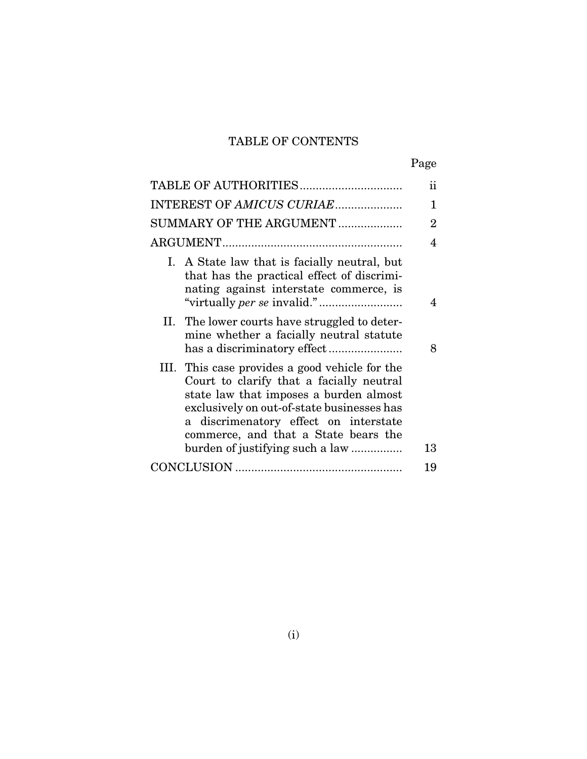# TABLE OF CONTENTS

| | Page |
|---|---|
| TABLE OF AUTHORITIES | ii |
| INTEREST OF *AMICUS CURIAE* | 1 |
| SUMMARY OF THE ARGUMENT | 2 |
| ARGUMENT | 4 |
| I. A State law that is facially neutral, but that has the practical effect of discriminating against interstate commerce, is "virtually *per se* invalid." | 4 |
| II. The lower courts have struggled to determine whether a facially neutral statute has a discriminatory effect | 8 |
| III. This case provides a good vehicle for the Court to clarify that a facially neutral state law that imposes a burden almost exclusively on out-of-state businesses has a discrimenatory effect on interstate commerce, and that a State bears the burden of justifying such a law | 13 |
| CONCLUSION | 19 |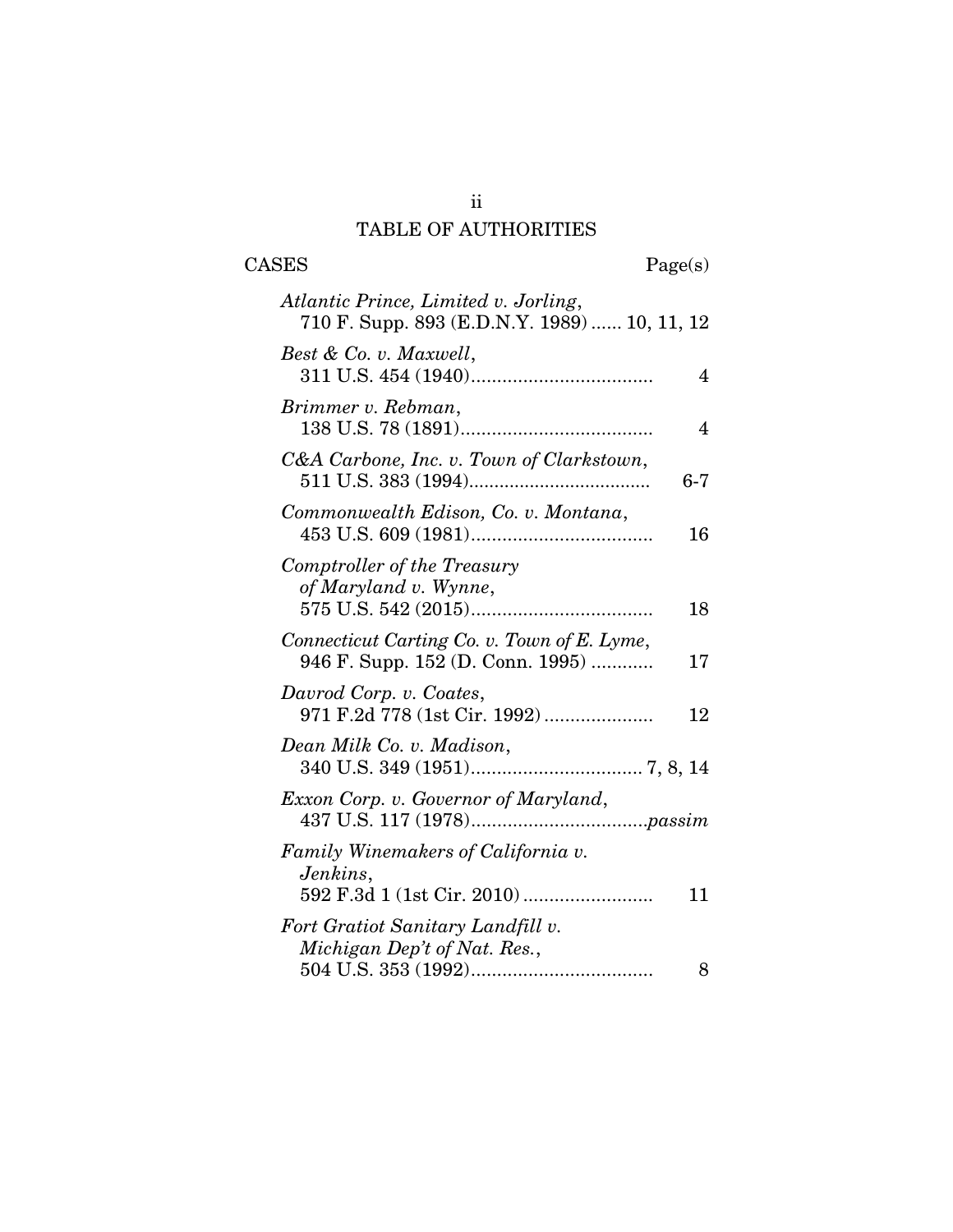# TABLE OF AUTHORITIES

CASES Page(s)

*Atlantic Prince, Limited v. Jorling*, 710 F. Supp. 893 (E.D.N.Y. 1989) ...... 10, 11, 12

*Best & Co. v. Maxwell*, 311 U.S. 454 (1940)................................... 4

*Brimmer v. Rebman*, 138 U.S. 78 (1891)..................................... 4

*C&A Carbone, Inc. v. Town of Clarkstown*, 511 U.S. 383 (1994)................................... 6-7

*Commonwealth Edison, Co. v. Montana*, 453 U.S. 609 (1981)................................... 16

*Comptroller of the Treasury of Maryland v. Wynne*, 575 U.S. 542 (2015)................................... 18

*Connecticut Carting Co. v. Town of E. Lyme*, 946 F. Supp. 152 (D. Conn. 1995) ............ 17

*Davrod Corp. v. Coates*, 971 F.2d 778 (1st Cir. 1992)..................... 12

*Dean Milk Co. v. Madison*, 340 U.S. 349 (1951)................................. 7, 8, 14

*Exxon Corp. v. Governor of Maryland*, 437 U.S. 117 (1978)..................................*passim*

*Family Winemakers of California v. Jenkins*, 592 F.3d 1 (1st Cir. 2010)......................... 11

*Fort Gratiot Sanitary Landfill v. Michigan Dep't of Nat. Res.*, 504 U.S. 353 (1992)................................... 8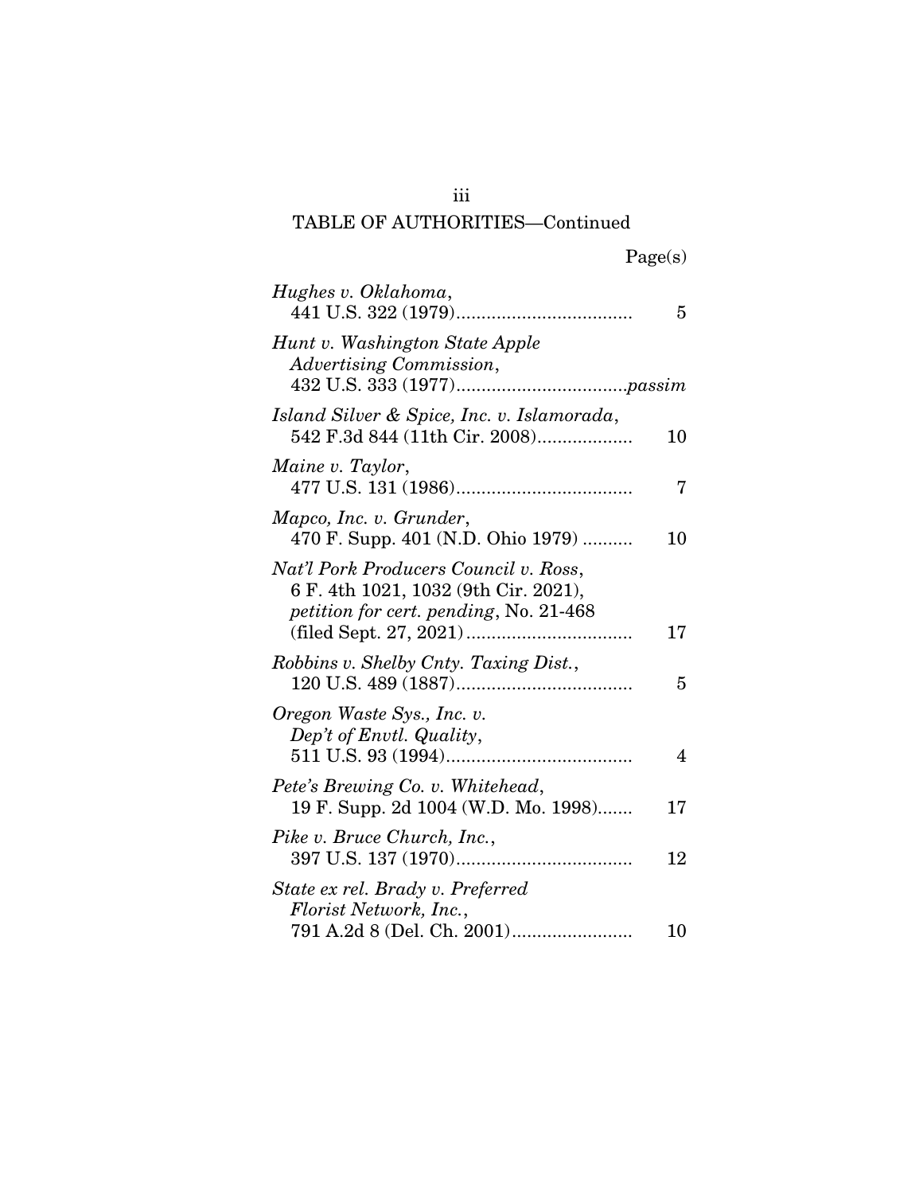## TABLE OF AUTHORITIES—Continued

Page(s)

*Hughes v. Oklahoma*,
441 U.S. 322 (1979).................................. 5

*Hunt v. Washington State Apple Advertising Commission*,
432 U.S. 333 (1977)................................*passim*

*Island Silver & Spice, Inc. v. Islamorada*,
542 F.3d 844 (11th Cir. 2008).................. 10

*Maine v. Taylor*,
477 U.S. 131 (1986).................................. 7

*Mapco, Inc. v. Grunder*,
470 F. Supp. 401 (N.D. Ohio 1979) .......... 10

*Nat'l Pork Producers Council v. Ross*,
6 F. 4th 1021, 1032 (9th Cir. 2021),
*petition for cert. pending*, No. 21-468
(filed Sept. 27, 2021) ................................ 17

*Robbins v. Shelby Cnty. Taxing Dist.*,
120 U.S. 489 (1887).................................. 5

*Oregon Waste Sys., Inc. v. Dep't of Envtl. Quality*,
511 U.S. 93 (1994).................................... 4

*Pete's Brewing Co. v. Whitehead*,
19 F. Supp. 2d 1004 (W.D. Mo. 1998)....... 17

*Pike v. Bruce Church, Inc.*,
397 U.S. 137 (1970).................................. 12

*State ex rel. Brady v. Preferred Florist Network, Inc.*,
791 A.2d 8 (Del. Ch. 2001)....................... 10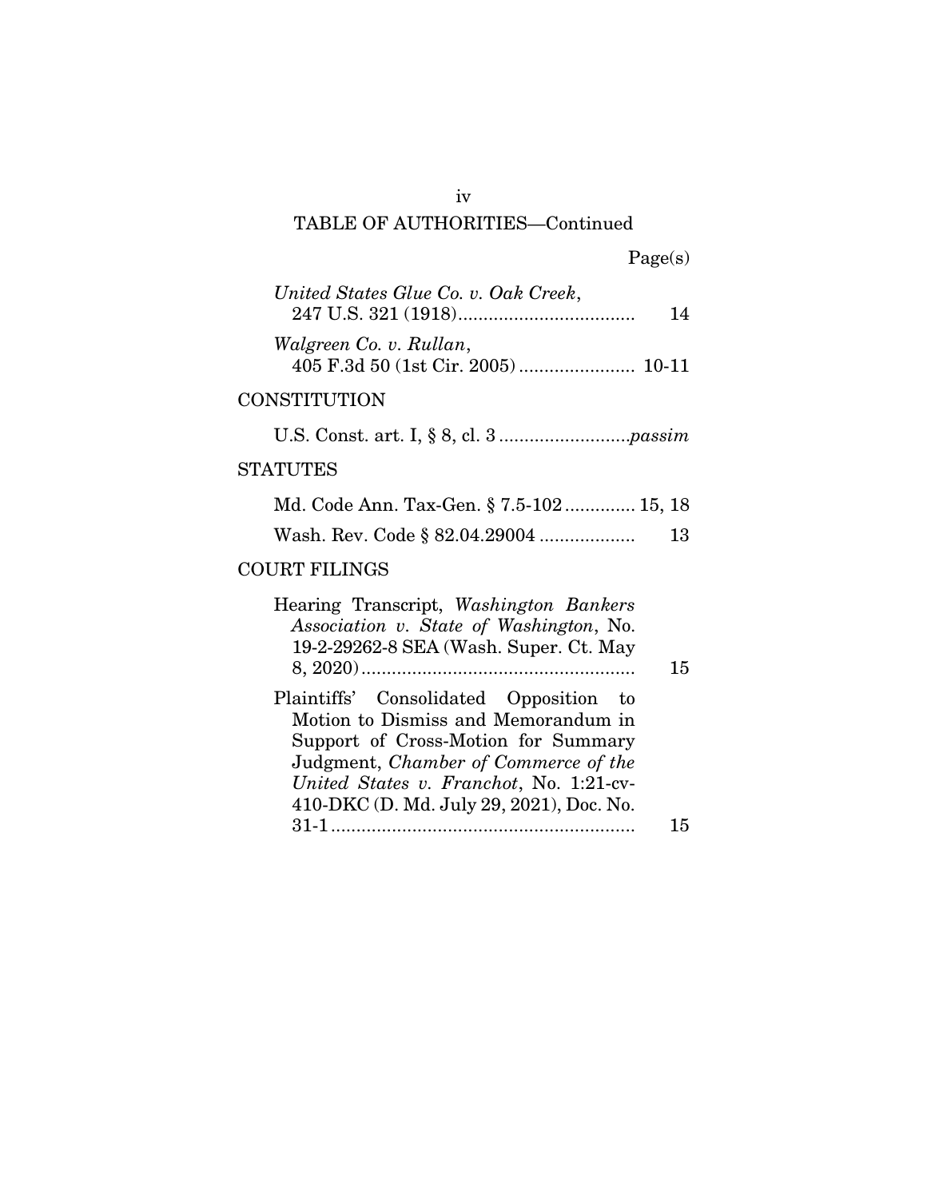## TABLE OF AUTHORITIES—Continued

Page(s)

*United States Glue Co. v. Oak Creek*, 247 U.S. 321 (1918) .................................. 14

*Walgreen Co. v. Rullan*, 405 F.3d 50 (1st Cir. 2005) ...................... 10-11

### CONSTITUTION

U.S. Const. art. I, § 8, cl. 3 .........................*passim*

### STATUTES

Md. Code Ann. Tax-Gen. § 7.5-102 ............. 15, 18

Wash. Rev. Code § 82.04.29004 .................. 13

### COURT FILINGS

Hearing Transcript, *Washington Bankers Association v. State of Washington*, No. 19-2-29262-8 SEA (Wash. Super. Ct. May 8, 2020) ..................................................... 15

Plaintiffs' Consolidated Opposition to Motion to Dismiss and Memorandum in Support of Cross-Motion for Summary Judgment, *Chamber of Commerce of the United States v. Franchot*, No. 1:21-cv-410-DKC (D. Md. July 29, 2021), Doc. No. 31-1 ........................................................... 15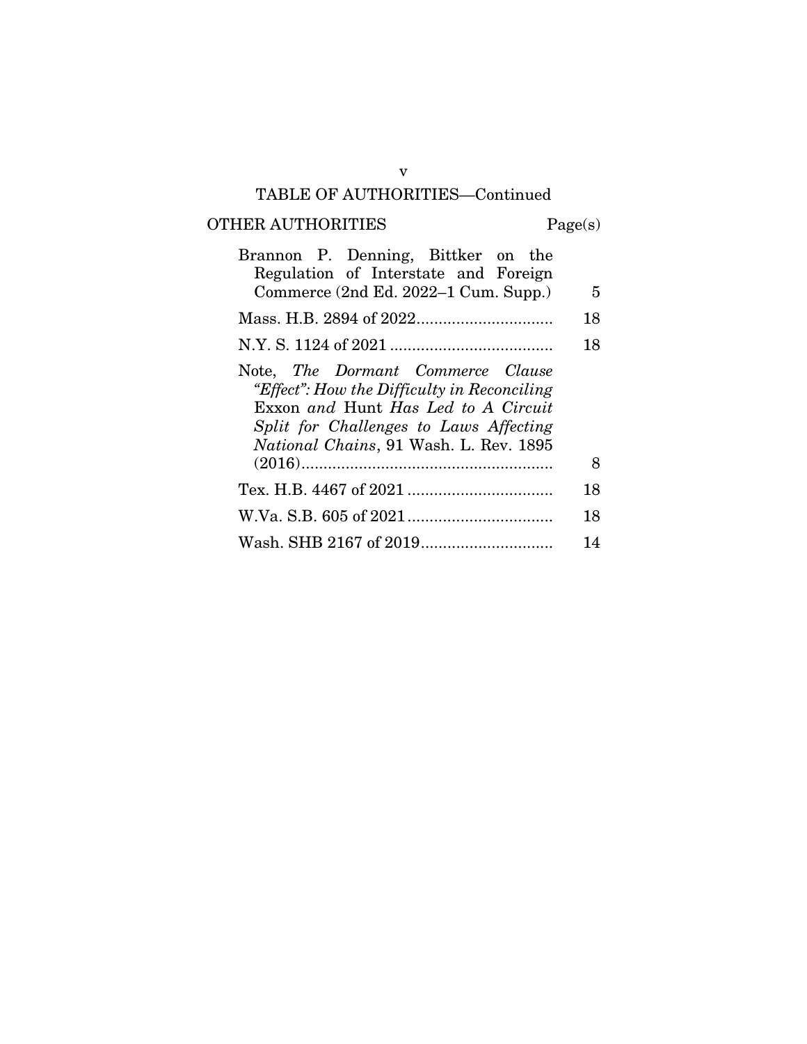## TABLE OF AUTHORITIES—Continued

| OTHER AUTHORITIES | Page(s) |
|---|---|
| Brannon P. Denning, Bittker on the Regulation of Interstate and Foreign Commerce (2nd Ed. 2022–1 Cum. Supp.) | 5 |
| Mass. H.B. 2894 of 2022 | 18 |
| N.Y. S. 1124 of 2021 | 18 |
| Note, *The Dormant Commerce Clause "Effect": How the Difficulty in Reconciling* Exxon *and* Hunt *Has Led to A Circuit Split for Challenges to Laws Affecting National Chains*, 91 Wash. L. Rev. 1895 (2016) | 8 |
| Tex. H.B. 4467 of 2021 | 18 |
| W.Va. S.B. 605 of 2021 | 18 |
| Wash. SHB 2167 of 2019 | 14 |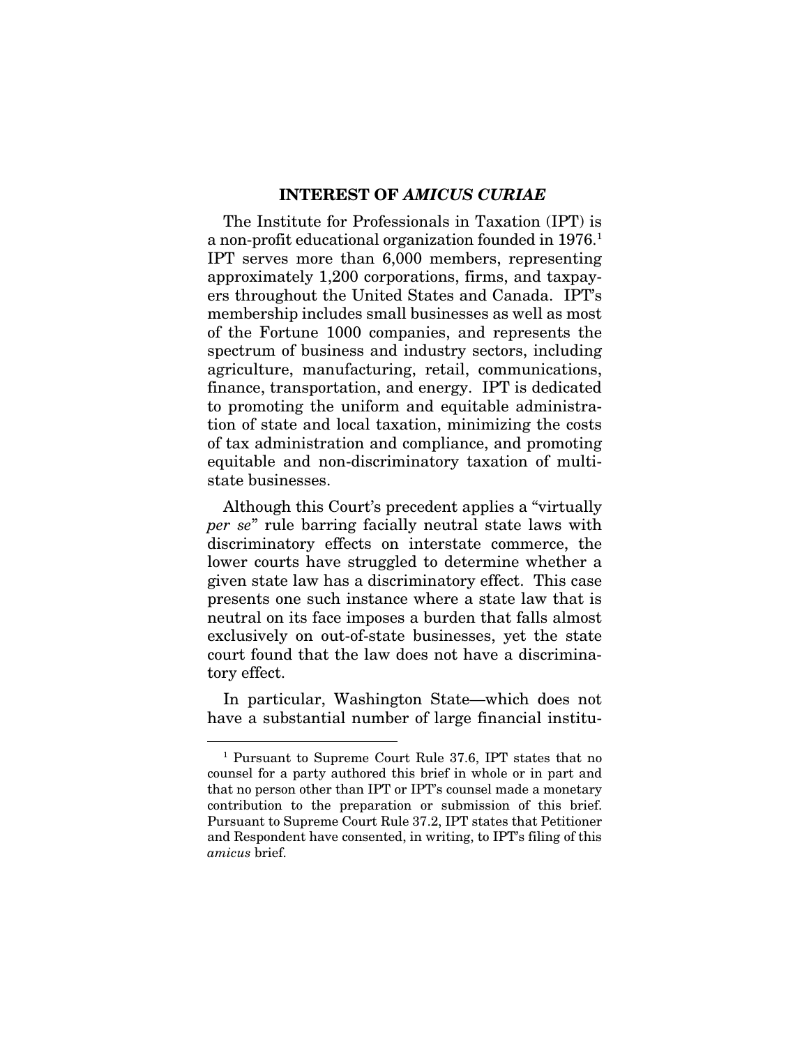## INTEREST OF *AMICUS CURIAE*

The Institute for Professionals in Taxation (IPT) is a non-profit educational organization founded in 1976.[1] IPT serves more than 6,000 members, representing approximately 1,200 corporations, firms, and taxpayers throughout the United States and Canada. IPT's membership includes small businesses as well as most of the Fortune 1000 companies, and represents the spectrum of business and industry sectors, including agriculture, manufacturing, retail, communications, finance, transportation, and energy. IPT is dedicated to promoting the uniform and equitable administration of state and local taxation, minimizing the costs of tax administration and compliance, and promoting equitable and non-discriminatory taxation of multistate businesses.

Although this Court's precedent applies a "virtually *per se*" rule barring facially neutral state laws with discriminatory effects on interstate commerce, the lower courts have struggled to determine whether a given state law has a discriminatory effect. This case presents one such instance where a state law that is neutral on its face imposes a burden that falls almost exclusively on out-of-state businesses, yet the state court found that the law does not have a discriminatory effect.

In particular, Washington State—which does not have a substantial number of large financial institu-

---

[1] Pursuant to Supreme Court Rule 37.6, IPT states that no counsel for a party authored this brief in whole or in part and that no person other than IPT or IPT's counsel made a monetary contribution to the preparation or submission of this brief. Pursuant to Supreme Court Rule 37.2, IPT states that Petitioner and Respondent have consented, in writing, to IPT's filing of this *amicus* brief.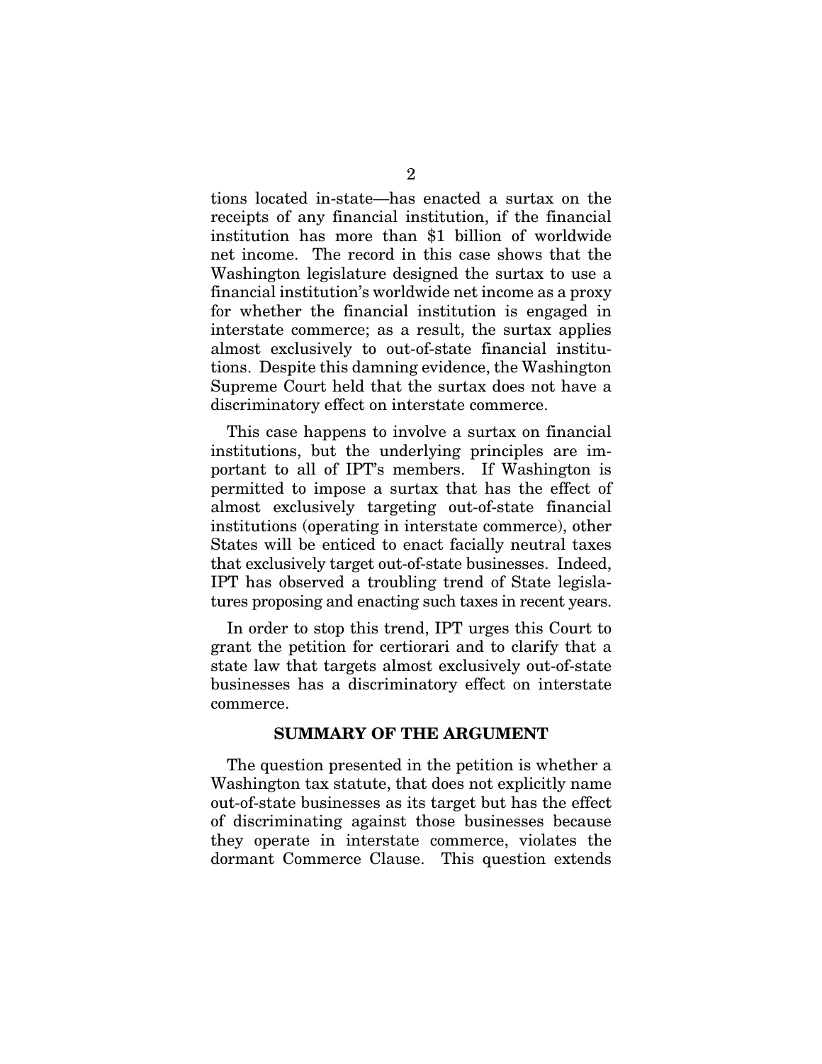tions located in-state—has enacted a surtax on the receipts of any financial institution, if the financial institution has more than $1 billion of worldwide net income. The record in this case shows that the Washington legislature designed the surtax to use a financial institution's worldwide net income as a proxy for whether the financial institution is engaged in interstate commerce; as a result, the surtax applies almost exclusively to out-of-state financial institutions. Despite this damning evidence, the Washington Supreme Court held that the surtax does not have a discriminatory effect on interstate commerce.

This case happens to involve a surtax on financial institutions, but the underlying principles are important to all of IPT's members. If Washington is permitted to impose a surtax that has the effect of almost exclusively targeting out-of-state financial institutions (operating in interstate commerce), other States will be enticed to enact facially neutral taxes that exclusively target out-of-state businesses. Indeed, IPT has observed a troubling trend of State legislatures proposing and enacting such taxes in recent years.

In order to stop this trend, IPT urges this Court to grant the petition for certiorari and to clarify that a state law that targets almost exclusively out-of-state businesses has a discriminatory effect on interstate commerce.

## SUMMARY OF THE ARGUMENT

The question presented in the petition is whether a Washington tax statute, that does not explicitly name out-of-state businesses as its target but has the effect of discriminating against those businesses because they operate in interstate commerce, violates the dormant Commerce Clause. This question extends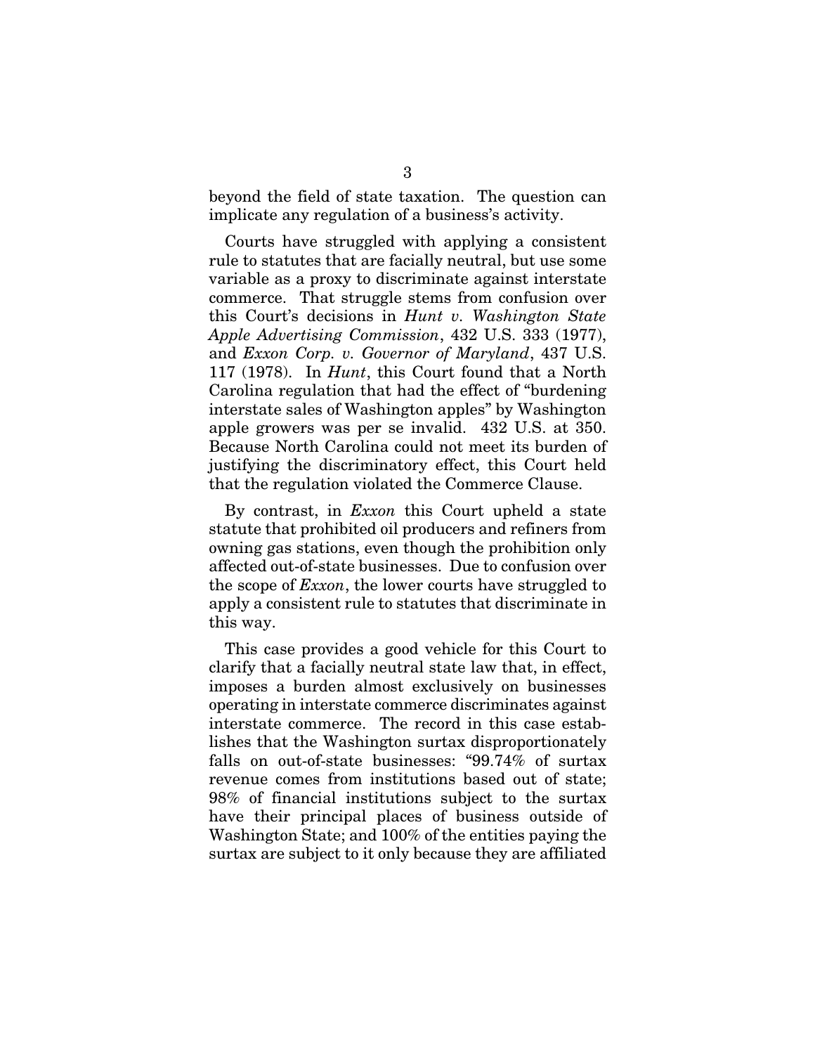beyond the field of state taxation. The question can implicate any regulation of a business's activity.

Courts have struggled with applying a consistent rule to statutes that are facially neutral, but use some variable as a proxy to discriminate against interstate commerce. That struggle stems from confusion over this Court's decisions in *Hunt v. Washington State Apple Advertising Commission*, 432 U.S. 333 (1977), and *Exxon Corp. v. Governor of Maryland*, 437 U.S. 117 (1978). In *Hunt*, this Court found that a North Carolina regulation that had the effect of "burdening interstate sales of Washington apples" by Washington apple growers was per se invalid. 432 U.S. at 350. Because North Carolina could not meet its burden of justifying the discriminatory effect, this Court held that the regulation violated the Commerce Clause.

By contrast, in *Exxon* this Court upheld a state statute that prohibited oil producers and refiners from owning gas stations, even though the prohibition only affected out-of-state businesses. Due to confusion over the scope of *Exxon*, the lower courts have struggled to apply a consistent rule to statutes that discriminate in this way.

This case provides a good vehicle for this Court to clarify that a facially neutral state law that, in effect, imposes a burden almost exclusively on businesses operating in interstate commerce discriminates against interstate commerce. The record in this case establishes that the Washington surtax disproportionately falls on out-of-state businesses: "99.74% of surtax revenue comes from institutions based out of state; 98% of financial institutions subject to the surtax have their principal places of business outside of Washington State; and 100% of the entities paying the surtax are subject to it only because they are affiliated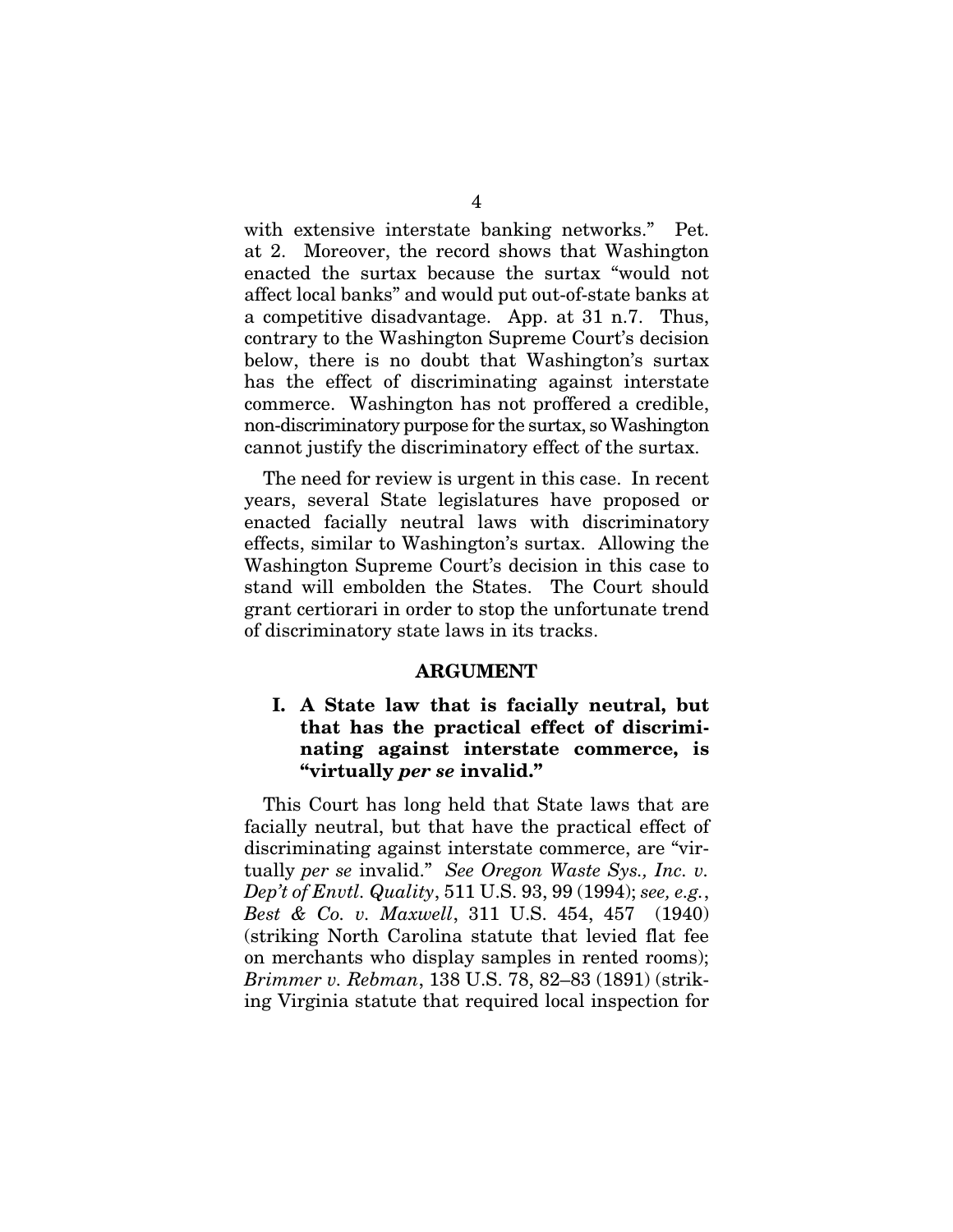with extensive interstate banking networks." Pet. at 2. Moreover, the record shows that Washington enacted the surtax because the surtax "would not affect local banks" and would put out-of-state banks at a competitive disadvantage. App. at 31 n.7. Thus, contrary to the Washington Supreme Court's decision below, there is no doubt that Washington's surtax has the effect of discriminating against interstate commerce. Washington has not proffered a credible, non-discriminatory purpose for the surtax, so Washington cannot justify the discriminatory effect of the surtax.

The need for review is urgent in this case. In recent years, several State legislatures have proposed or enacted facially neutral laws with discriminatory effects, similar to Washington's surtax. Allowing the Washington Supreme Court's decision in this case to stand will embolden the States. The Court should grant certiorari in order to stop the unfortunate trend of discriminatory state laws in its tracks.

## ARGUMENT

### I. A State law that is facially neutral, but that has the practical effect of discriminating against interstate commerce, is "virtually *per se* invalid."

This Court has long held that State laws that are facially neutral, but that have the practical effect of discriminating against interstate commerce, are "virtually *per se* invalid." *See Oregon Waste Sys., Inc. v. Dep't of Envtl. Quality*, 511 U.S. 93, 99 (1994); *see, e.g.*, *Best & Co. v. Maxwell*, 311 U.S. 454, 457 (1940) (striking North Carolina statute that levied flat fee on merchants who display samples in rented rooms); *Brimmer v. Rebman*, 138 U.S. 78, 82–83 (1891) (striking Virginia statute that required local inspection for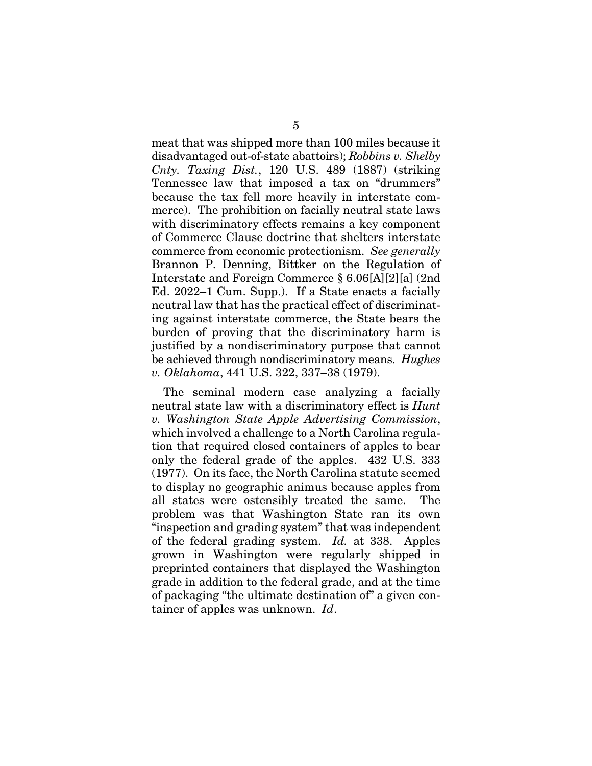meat that was shipped more than 100 miles because it disadvantaged out-of-state abattoirs); *Robbins v. Shelby Cnty. Taxing Dist.*, 120 U.S. 489 (1887) (striking Tennessee law that imposed a tax on "drummers" because the tax fell more heavily in interstate commerce). The prohibition on facially neutral state laws with discriminatory effects remains a key component of Commerce Clause doctrine that shelters interstate commerce from economic protectionism. *See generally* Brannon P. Denning, Bittker on the Regulation of Interstate and Foreign Commerce § 6.06[A][2][a] (2nd Ed. 2022–1 Cum. Supp.). If a State enacts a facially neutral law that has the practical effect of discriminating against interstate commerce, the State bears the burden of proving that the discriminatory harm is justified by a nondiscriminatory purpose that cannot be achieved through nondiscriminatory means. *Hughes v. Oklahoma*, 441 U.S. 322, 337–38 (1979).

The seminal modern case analyzing a facially neutral state law with a discriminatory effect is *Hunt v. Washington State Apple Advertising Commission*, which involved a challenge to a North Carolina regulation that required closed containers of apples to bear only the federal grade of the apples. 432 U.S. 333 (1977). On its face, the North Carolina statute seemed to display no geographic animus because apples from all states were ostensibly treated the same. The problem was that Washington State ran its own "inspection and grading system" that was independent of the federal grading system. *Id.* at 338. Apples grown in Washington were regularly shipped in preprinted containers that displayed the Washington grade in addition to the federal grade, and at the time of packaging "the ultimate destination of" a given container of apples was unknown. *Id*.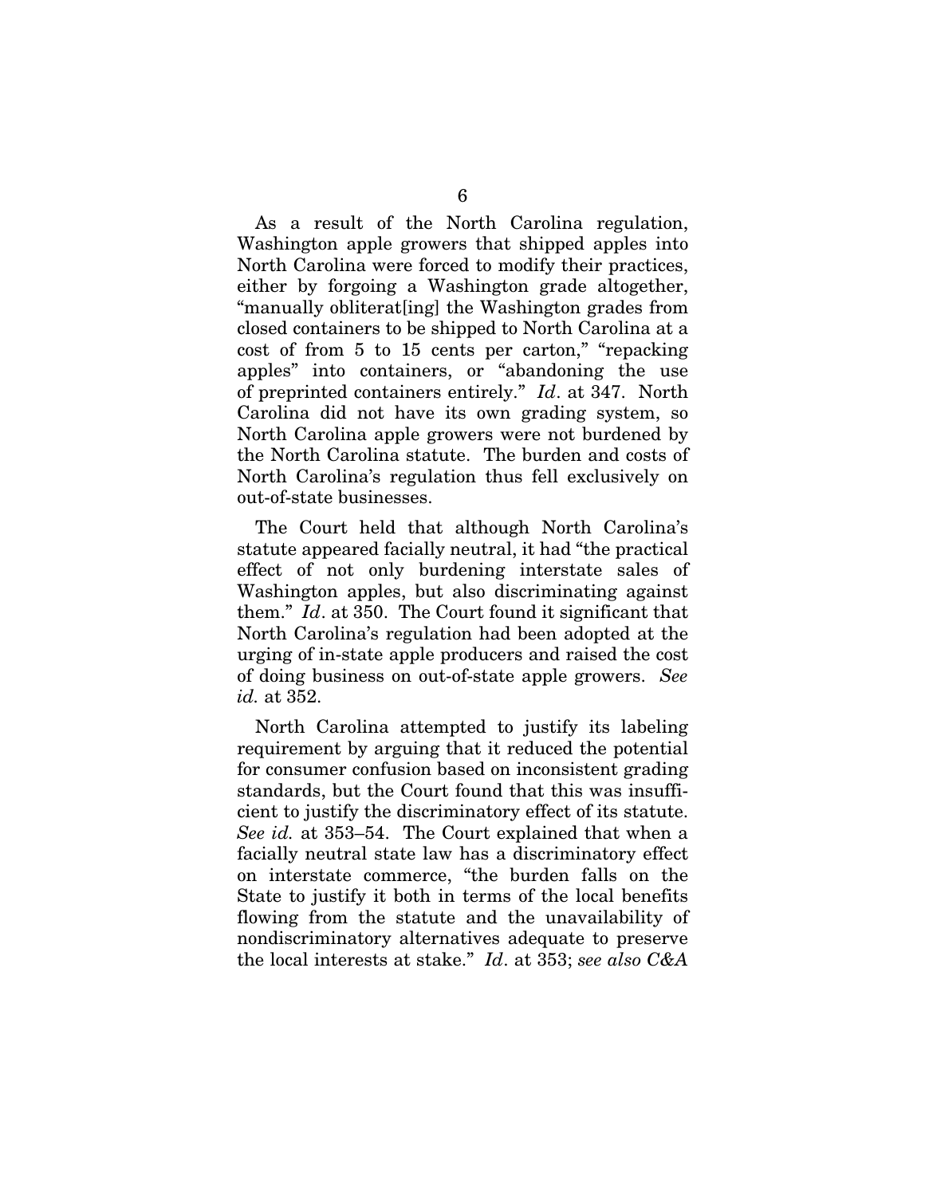As a result of the North Carolina regulation, Washington apple growers that shipped apples into North Carolina were forced to modify their practices, either by forgoing a Washington grade altogether, "manually obliterat[ing] the Washington grades from closed containers to be shipped to North Carolina at a cost of from 5 to 15 cents per carton," "repacking apples" into containers, or "abandoning the use of preprinted containers entirely." *Id*. at 347. North Carolina did not have its own grading system, so North Carolina apple growers were not burdened by the North Carolina statute. The burden and costs of North Carolina's regulation thus fell exclusively on out-of-state businesses.

The Court held that although North Carolina's statute appeared facially neutral, it had "the practical effect of not only burdening interstate sales of Washington apples, but also discriminating against them." *Id*. at 350. The Court found it significant that North Carolina's regulation had been adopted at the urging of in-state apple producers and raised the cost of doing business on out-of-state apple growers. *See id.* at 352.

North Carolina attempted to justify its labeling requirement by arguing that it reduced the potential for consumer confusion based on inconsistent grading standards, but the Court found that this was insufficient to justify the discriminatory effect of its statute. *See id.* at 353–54. The Court explained that when a facially neutral state law has a discriminatory effect on interstate commerce, "the burden falls on the State to justify it both in terms of the local benefits flowing from the statute and the unavailability of nondiscriminatory alternatives adequate to preserve the local interests at stake." *Id*. at 353; *see also C&A*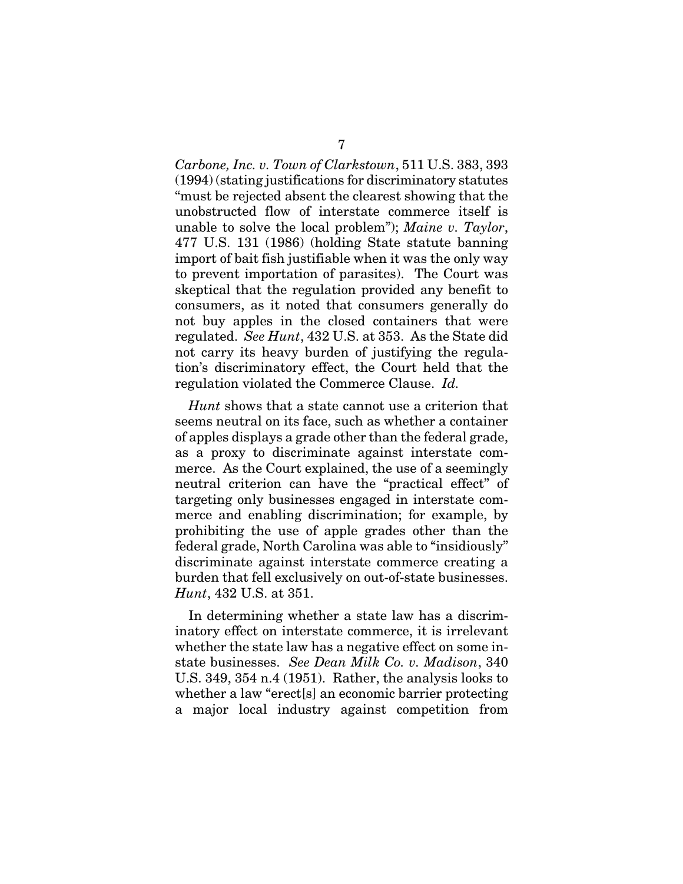*Carbone, Inc. v. Town of Clarkstown*, 511 U.S. 383, 393 (1994) (stating justifications for discriminatory statutes "must be rejected absent the clearest showing that the unobstructed flow of interstate commerce itself is unable to solve the local problem"); *Maine v. Taylor*, 477 U.S. 131 (1986) (holding State statute banning import of bait fish justifiable when it was the only way to prevent importation of parasites). The Court was skeptical that the regulation provided any benefit to consumers, as it noted that consumers generally do not buy apples in the closed containers that were regulated. *See Hunt*, 432 U.S. at 353. As the State did not carry its heavy burden of justifying the regulation's discriminatory effect, the Court held that the regulation violated the Commerce Clause. *Id.*

*Hunt* shows that a state cannot use a criterion that seems neutral on its face, such as whether a container of apples displays a grade other than the federal grade, as a proxy to discriminate against interstate commerce. As the Court explained, the use of a seemingly neutral criterion can have the "practical effect" of targeting only businesses engaged in interstate commerce and enabling discrimination; for example, by prohibiting the use of apple grades other than the federal grade, North Carolina was able to "insidiously" discriminate against interstate commerce creating a burden that fell exclusively on out-of-state businesses. *Hunt*, 432 U.S. at 351.

In determining whether a state law has a discriminatory effect on interstate commerce, it is irrelevant whether the state law has a negative effect on some in-state businesses. *See Dean Milk Co. v. Madison*, 340 U.S. 349, 354 n.4 (1951). Rather, the analysis looks to whether a law "erect[s] an economic barrier protecting a major local industry against competition from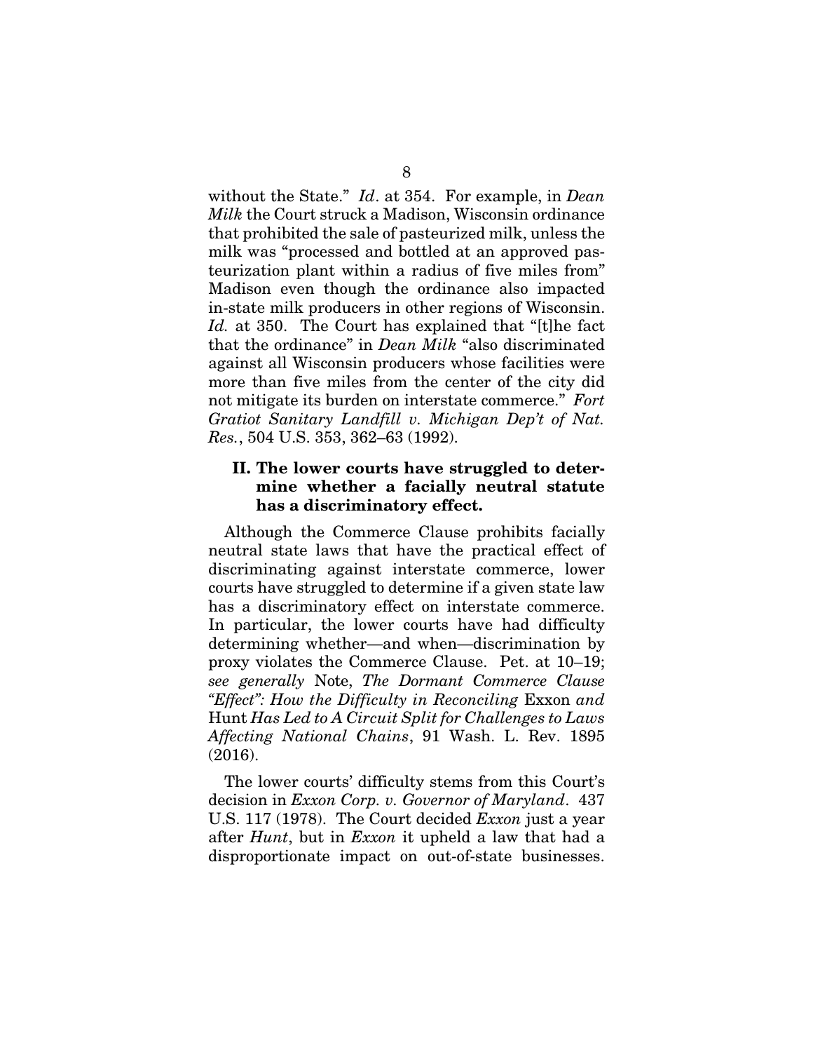without the State." *Id*. at 354. For example, in *Dean Milk* the Court struck a Madison, Wisconsin ordinance that prohibited the sale of pasteurized milk, unless the milk was "processed and bottled at an approved pasteurization plant within a radius of five miles from" Madison even though the ordinance also impacted in-state milk producers in other regions of Wisconsin. *Id.* at 350. The Court has explained that "[t]he fact that the ordinance" in *Dean Milk* "also discriminated against all Wisconsin producers whose facilities were more than five miles from the center of the city did not mitigate its burden on interstate commerce." *Fort Gratiot Sanitary Landfill v. Michigan Dep't of Nat. Res.*, 504 U.S. 353, 362–63 (1992).

## II. The lower courts have struggled to determine whether a facially neutral statute has a discriminatory effect.

Although the Commerce Clause prohibits facially neutral state laws that have the practical effect of discriminating against interstate commerce, lower courts have struggled to determine if a given state law has a discriminatory effect on interstate commerce. In particular, the lower courts have had difficulty determining whether—and when—discrimination by proxy violates the Commerce Clause. Pet. at 10–19; *see generally* Note, *The Dormant Commerce Clause "Effect": How the Difficulty in Reconciling* Exxon *and* Hunt *Has Led to A Circuit Split for Challenges to Laws Affecting National Chains*, 91 Wash. L. Rev. 1895 (2016).

The lower courts' difficulty stems from this Court's decision in *Exxon Corp. v. Governor of Maryland*. 437 U.S. 117 (1978). The Court decided *Exxon* just a year after *Hunt*, but in *Exxon* it upheld a law that had a disproportionate impact on out-of-state businesses.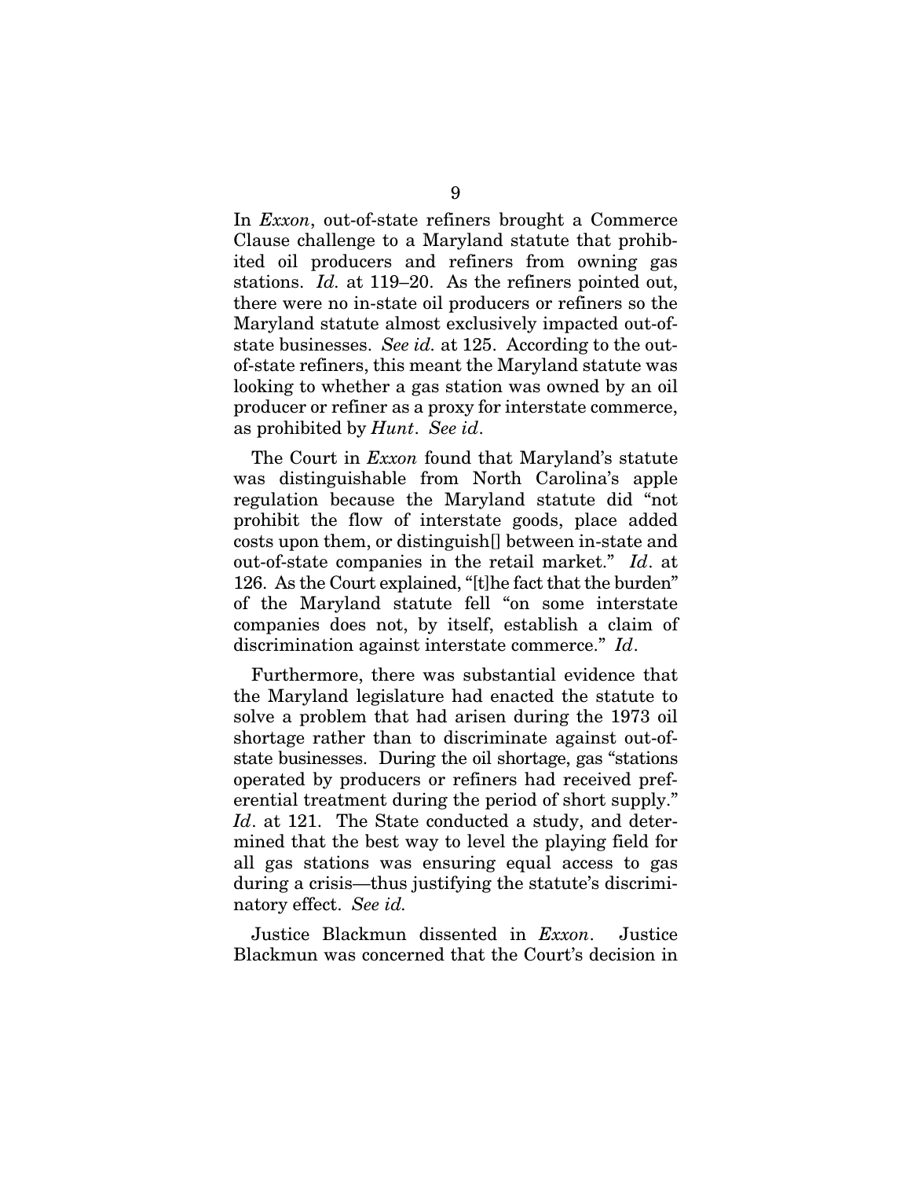In *Exxon*, out-of-state refiners brought a Commerce Clause challenge to a Maryland statute that prohibited oil producers and refiners from owning gas stations. *Id.* at 119–20. As the refiners pointed out, there were no in-state oil producers or refiners so the Maryland statute almost exclusively impacted out-of-state businesses. *See id.* at 125. According to the out-of-state refiners, this meant the Maryland statute was looking to whether a gas station was owned by an oil producer or refiner as a proxy for interstate commerce, as prohibited by *Hunt*. *See id*.

The Court in *Exxon* found that Maryland's statute was distinguishable from North Carolina's apple regulation because the Maryland statute did "not prohibit the flow of interstate goods, place added costs upon them, or distinguish[] between in-state and out-of-state companies in the retail market." *Id*. at 126. As the Court explained, "[t]he fact that the burden" of the Maryland statute fell "on some interstate companies does not, by itself, establish a claim of discrimination against interstate commerce." *Id*.

Furthermore, there was substantial evidence that the Maryland legislature had enacted the statute to solve a problem that had arisen during the 1973 oil shortage rather than to discriminate against out-of-state businesses. During the oil shortage, gas "stations operated by producers or refiners had received preferential treatment during the period of short supply." *Id*. at 121. The State conducted a study, and determined that the best way to level the playing field for all gas stations was ensuring equal access to gas during a crisis—thus justifying the statute's discriminatory effect. *See id.*

Justice Blackmun dissented in *Exxon*. Justice Blackmun was concerned that the Court's decision in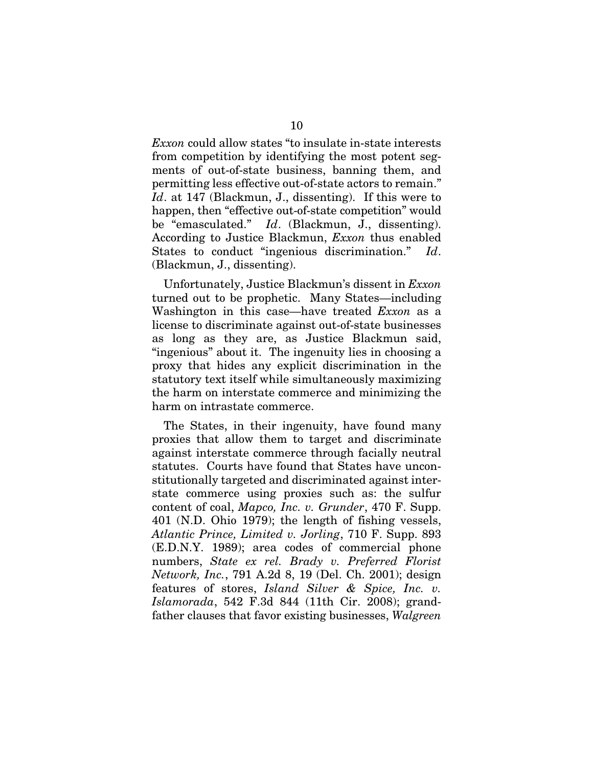*Exxon* could allow states "to insulate in-state interests from competition by identifying the most potent segments of out-of-state business, banning them, and permitting less effective out-of-state actors to remain." *Id*. at 147 (Blackmun, J., dissenting). If this were to happen, then "effective out-of-state competition" would be "emasculated." *Id*. (Blackmun, J., dissenting). According to Justice Blackmun, *Exxon* thus enabled States to conduct "ingenious discrimination." *Id*. (Blackmun, J., dissenting).

Unfortunately, Justice Blackmun's dissent in *Exxon* turned out to be prophetic. Many States—including Washington in this case—have treated *Exxon* as a license to discriminate against out-of-state businesses as long as they are, as Justice Blackmun said, "ingenious" about it. The ingenuity lies in choosing a proxy that hides any explicit discrimination in the statutory text itself while simultaneously maximizing the harm on interstate commerce and minimizing the harm on intrastate commerce.

The States, in their ingenuity, have found many proxies that allow them to target and discriminate against interstate commerce through facially neutral statutes. Courts have found that States have unconstitutionally targeted and discriminated against interstate commerce using proxies such as: the sulfur content of coal, *Mapco, Inc. v. Grunder*, 470 F. Supp. 401 (N.D. Ohio 1979); the length of fishing vessels, *Atlantic Prince, Limited v. Jorling*, 710 F. Supp. 893 (E.D.N.Y. 1989); area codes of commercial phone numbers, *State ex rel. Brady v. Preferred Florist Network, Inc.*, 791 A.2d 8, 19 (Del. Ch. 2001); design features of stores, *Island Silver & Spice, Inc. v. Islamorada*, 542 F.3d 844 (11th Cir. 2008); grandfather clauses that favor existing businesses, *Walgreen*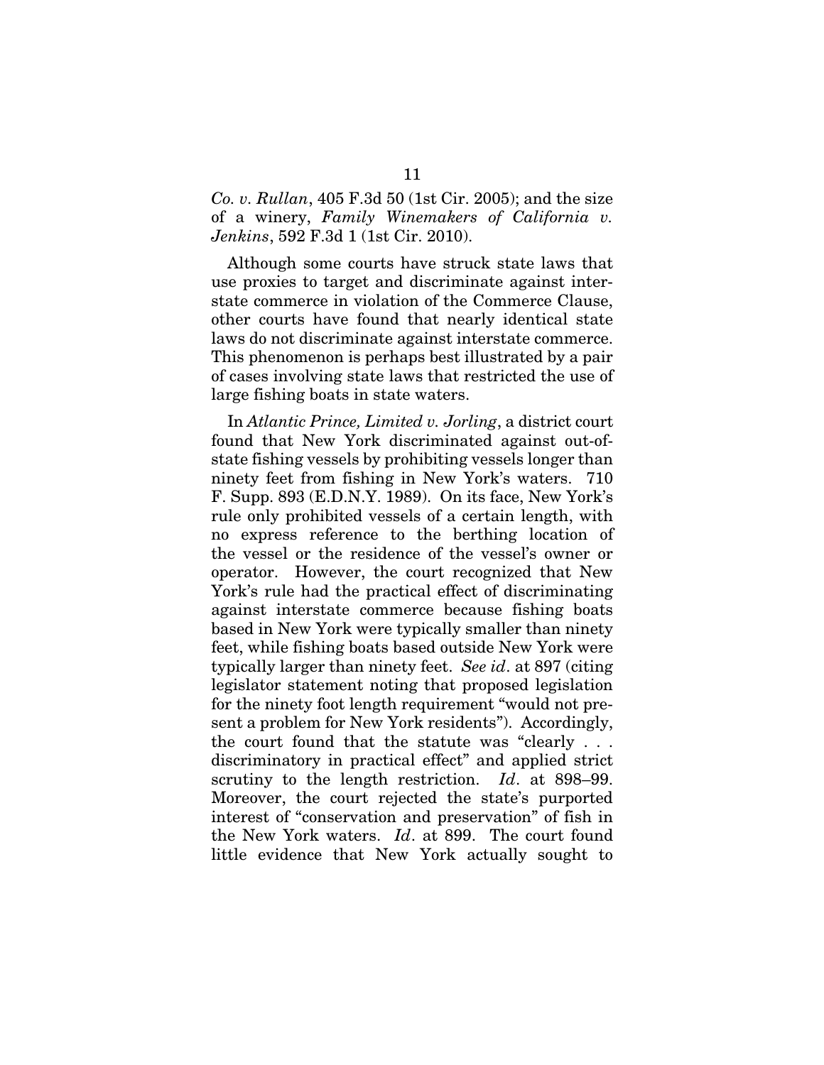*Co. v. Rullan*, 405 F.3d 50 (1st Cir. 2005); and the size of a winery, *Family Winemakers of California v. Jenkins*, 592 F.3d 1 (1st Cir. 2010).

Although some courts have struck state laws that use proxies to target and discriminate against interstate commerce in violation of the Commerce Clause, other courts have found that nearly identical state laws do not discriminate against interstate commerce. This phenomenon is perhaps best illustrated by a pair of cases involving state laws that restricted the use of large fishing boats in state waters.

In *Atlantic Prince, Limited v. Jorling*, a district court found that New York discriminated against out-of-state fishing vessels by prohibiting vessels longer than ninety feet from fishing in New York's waters. 710 F. Supp. 893 (E.D.N.Y. 1989). On its face, New York's rule only prohibited vessels of a certain length, with no express reference to the berthing location of the vessel or the residence of the vessel's owner or operator. However, the court recognized that New York's rule had the practical effect of discriminating against interstate commerce because fishing boats based in New York were typically smaller than ninety feet, while fishing boats based outside New York were typically larger than ninety feet. *See id*. at 897 (citing legislator statement noting that proposed legislation for the ninety foot length requirement "would not present a problem for New York residents"). Accordingly, the court found that the statute was "clearly . . . discriminatory in practical effect" and applied strict scrutiny to the length restriction. *Id*. at 898–99. Moreover, the court rejected the state's purported interest of "conservation and preservation" of fish in the New York waters. *Id*. at 899. The court found little evidence that New York actually sought to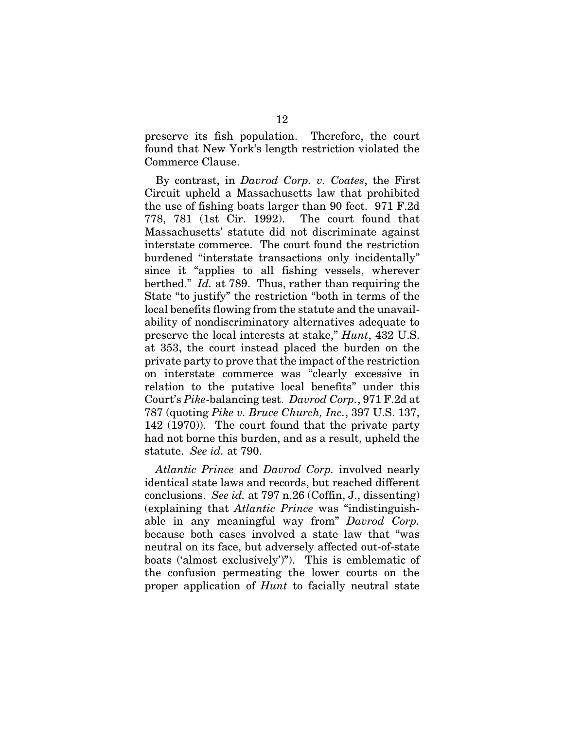preserve its fish population. Therefore, the court found that New York's length restriction violated the Commerce Clause.

By contrast, in *Davrod Corp. v. Coates*, the First Circuit upheld a Massachusetts law that prohibited the use of fishing boats larger than 90 feet. 971 F.2d 778, 781 (1st Cir. 1992). The court found that Massachusetts' statute did not discriminate against interstate commerce. The court found the restriction burdened "interstate transactions only incidentally" since it "applies to all fishing vessels, wherever berthed." *Id.* at 789. Thus, rather than requiring the State "to justify" the restriction "both in terms of the local benefits flowing from the statute and the unavailability of nondiscriminatory alternatives adequate to preserve the local interests at stake," *Hunt*, 432 U.S. at 353, the court instead placed the burden on the private party to prove that the impact of the restriction on interstate commerce was "clearly excessive in relation to the putative local benefits" under this Court's *Pike*-balancing test. *Davrod Corp.*, 971 F.2d at 787 (quoting *Pike v. Bruce Church, Inc.*, 397 U.S. 137, 142 (1970)). The court found that the private party had not borne this burden, and as a result, upheld the statute. *See id.* at 790.

*Atlantic Prince* and *Davrod Corp.* involved nearly identical state laws and records, but reached different conclusions. *See id.* at 797 n.26 (Coffin, J., dissenting) (explaining that *Atlantic Prince* was "indistinguishable in any meaningful way from" *Davrod Corp.* because both cases involved a state law that "was neutral on its face, but adversely affected out-of-state boats ('almost exclusively')"). This is emblematic of the confusion permeating the lower courts on the proper application of *Hunt* to facially neutral state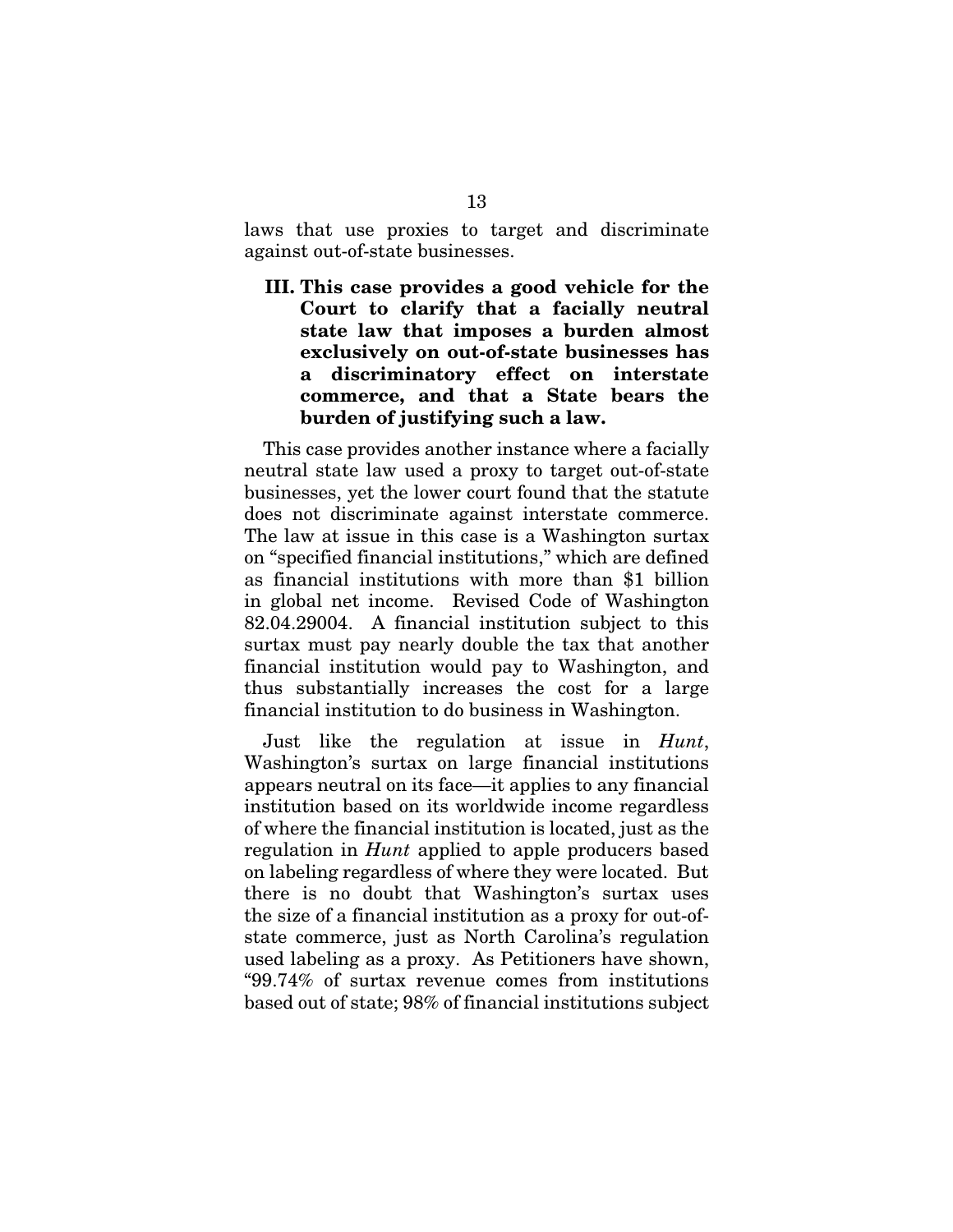laws that use proxies to target and discriminate against out-of-state businesses.

### III. This case provides a good vehicle for the Court to clarify that a facially neutral state law that imposes a burden almost exclusively on out-of-state businesses has a discriminatory effect on interstate commerce, and that a State bears the burden of justifying such a law.

This case provides another instance where a facially neutral state law used a proxy to target out-of-state businesses, yet the lower court found that the statute does not discriminate against interstate commerce. The law at issue in this case is a Washington surtax on "specified financial institutions," which are defined as financial institutions with more than $1 billion in global net income. Revised Code of Washington 82.04.29004. A financial institution subject to this surtax must pay nearly double the tax that another financial institution would pay to Washington, and thus substantially increases the cost for a large financial institution to do business in Washington.

Just like the regulation at issue in *Hunt*, Washington's surtax on large financial institutions appears neutral on its face—it applies to any financial institution based on its worldwide income regardless of where the financial institution is located, just as the regulation in *Hunt* applied to apple producers based on labeling regardless of where they were located. But there is no doubt that Washington's surtax uses the size of a financial institution as a proxy for out-of-state commerce, just as North Carolina's regulation used labeling as a proxy. As Petitioners have shown, "99.74% of surtax revenue comes from institutions based out of state; 98% of financial institutions subject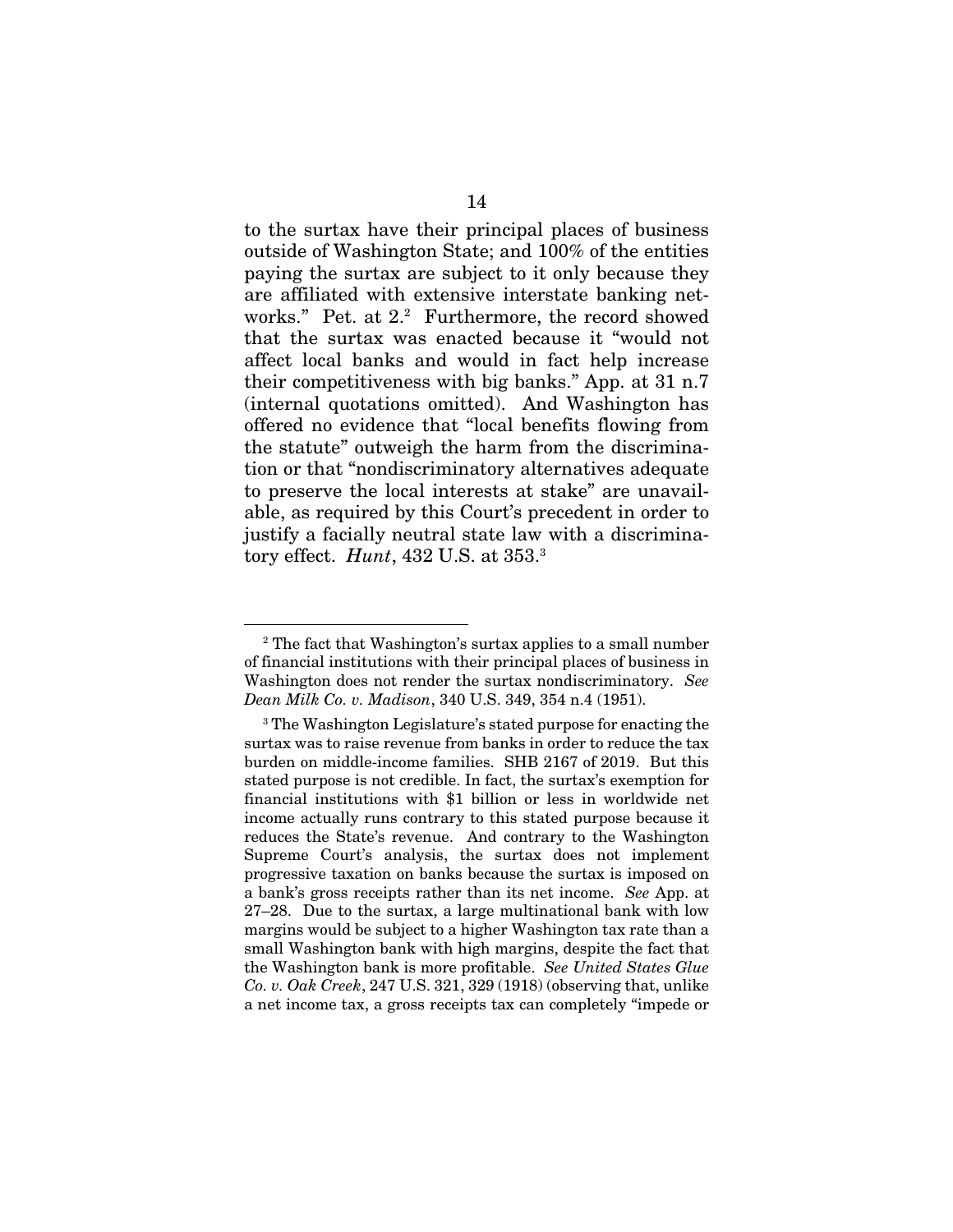to the surtax have their principal places of business outside of Washington State; and 100% of the entities paying the surtax are subject to it only because they are affiliated with extensive interstate banking networks." Pet. at 2.[2] Furthermore, the record showed that the surtax was enacted because it "would not affect local banks and would in fact help increase their competitiveness with big banks." App. at 31 n.7 (internal quotations omitted). And Washington has offered no evidence that "local benefits flowing from the statute" outweigh the harm from the discrimination or that "nondiscriminatory alternatives adequate to preserve the local interests at stake" are unavailable, as required by this Court's precedent in order to justify a facially neutral state law with a discriminatory effect. *Hunt*, 432 U.S. at 353.[3]

---

[2] The fact that Washington's surtax applies to a small number of financial institutions with their principal places of business in Washington does not render the surtax nondiscriminatory. *See Dean Milk Co. v. Madison*, 340 U.S. 349, 354 n.4 (1951).

[3] The Washington Legislature's stated purpose for enacting the surtax was to raise revenue from banks in order to reduce the tax burden on middle-income families. SHB 2167 of 2019. But this stated purpose is not credible. In fact, the surtax's exemption for financial institutions with $1 billion or less in worldwide net income actually runs contrary to this stated purpose because it reduces the State's revenue. And contrary to the Washington Supreme Court's analysis, the surtax does not implement progressive taxation on banks because the surtax is imposed on a bank's gross receipts rather than its net income. *See* App. at 27–28. Due to the surtax, a large multinational bank with low margins would be subject to a higher Washington tax rate than a small Washington bank with high margins, despite the fact that the Washington bank is more profitable. *See United States Glue Co. v. Oak Creek*, 247 U.S. 321, 329 (1918) (observing that, unlike a net income tax, a gross receipts tax can completely "impede or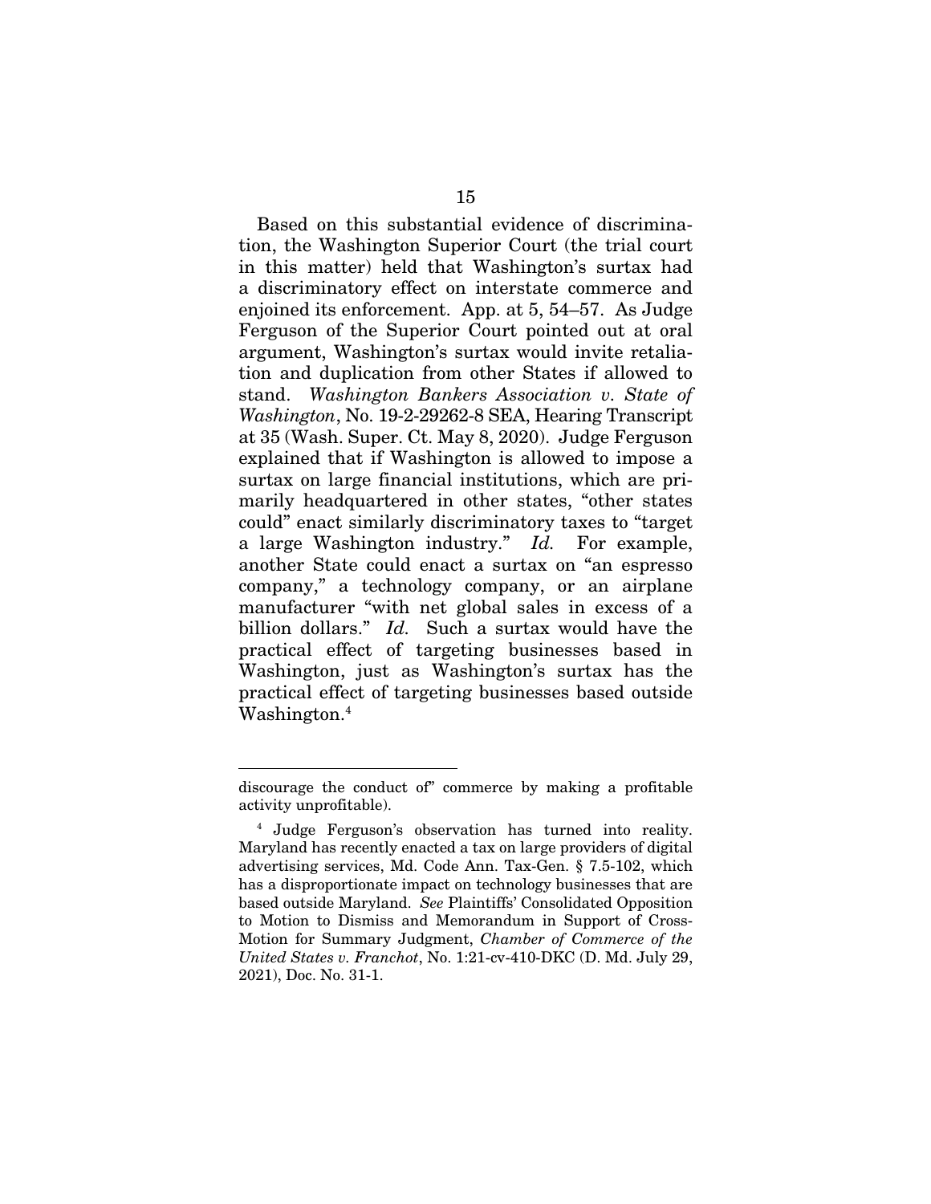Based on this substantial evidence of discrimination, the Washington Superior Court (the trial court in this matter) held that Washington's surtax had a discriminatory effect on interstate commerce and enjoined its enforcement. App. at 5, 54–57. As Judge Ferguson of the Superior Court pointed out at oral argument, Washington's surtax would invite retaliation and duplication from other States if allowed to stand. *Washington Bankers Association v. State of Washington*, No. 19-2-29262-8 SEA, Hearing Transcript at 35 (Wash. Super. Ct. May 8, 2020). Judge Ferguson explained that if Washington is allowed to impose a surtax on large financial institutions, which are primarily headquartered in other states, "other states could" enact similarly discriminatory taxes to "target a large Washington industry." *Id.* For example, another State could enact a surtax on "an espresso company," a technology company, or an airplane manufacturer "with net global sales in excess of a billion dollars." *Id.* Such a surtax would have the practical effect of targeting businesses based in Washington, just as Washington's surtax has the practical effect of targeting businesses based outside Washington.[4]

---

discourage the conduct of" commerce by making a profitable activity unprofitable).

[4] Judge Ferguson's observation has turned into reality. Maryland has recently enacted a tax on large providers of digital advertising services, Md. Code Ann. Tax-Gen. § 7.5-102, which has a disproportionate impact on technology businesses that are based outside Maryland. *See* Plaintiffs' Consolidated Opposition to Motion to Dismiss and Memorandum in Support of Cross-Motion for Summary Judgment, *Chamber of Commerce of the United States v. Franchot*, No. 1:21-cv-410-DKC (D. Md. July 29, 2021), Doc. No. 31-1.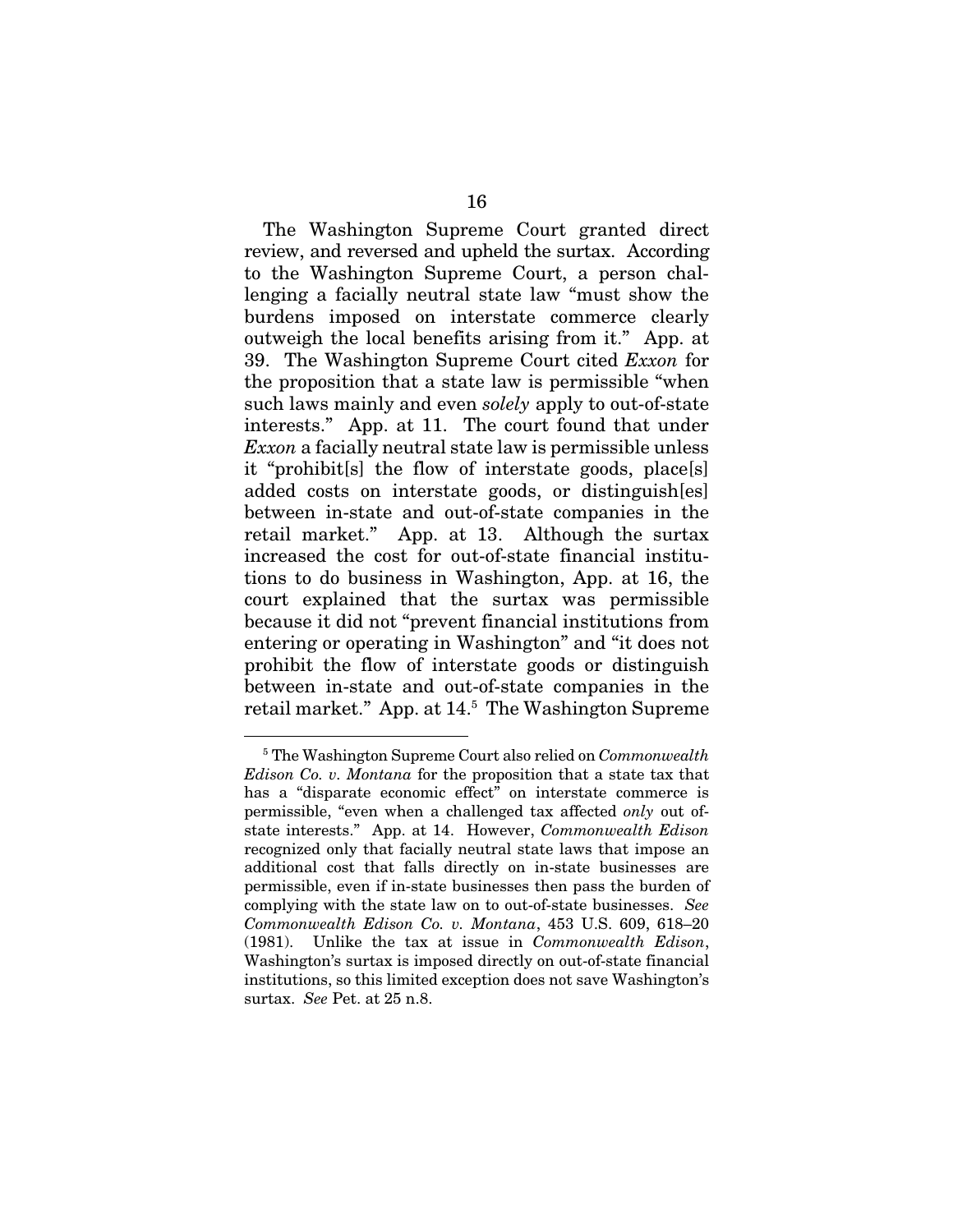The Washington Supreme Court granted direct review, and reversed and upheld the surtax. According to the Washington Supreme Court, a person challenging a facially neutral state law "must show the burdens imposed on interstate commerce clearly outweigh the local benefits arising from it." App. at 39. The Washington Supreme Court cited *Exxon* for the proposition that a state law is permissible "when such laws mainly and even *solely* apply to out-of-state interests." App. at 11. The court found that under *Exxon* a facially neutral state law is permissible unless it "prohibit[s] the flow of interstate goods, place[s] added costs on interstate goods, or distinguish[es] between in-state and out-of-state companies in the retail market." App. at 13. Although the surtax increased the cost for out-of-state financial institutions to do business in Washington, App. at 16, the court explained that the surtax was permissible because it did not "prevent financial institutions from entering or operating in Washington" and "it does not prohibit the flow of interstate goods or distinguish between in-state and out-of-state companies in the retail market." App. at 14.[5] The Washington Supreme

[5] The Washington Supreme Court also relied on *Commonwealth Edison Co. v. Montana* for the proposition that a state tax that has a "disparate economic effect" on interstate commerce is permissible, "even when a challenged tax affected *only* out of-state interests." App. at 14. However, *Commonwealth Edison* recognized only that facially neutral state laws that impose an additional cost that falls directly on in-state businesses are permissible, even if in-state businesses then pass the burden of complying with the state law on to out-of-state businesses. *See Commonwealth Edison Co. v. Montana*, 453 U.S. 609, 618–20 (1981). Unlike the tax at issue in *Commonwealth Edison*, Washington's surtax is imposed directly on out-of-state financial institutions, so this limited exception does not save Washington's surtax. *See* Pet. at 25 n.8.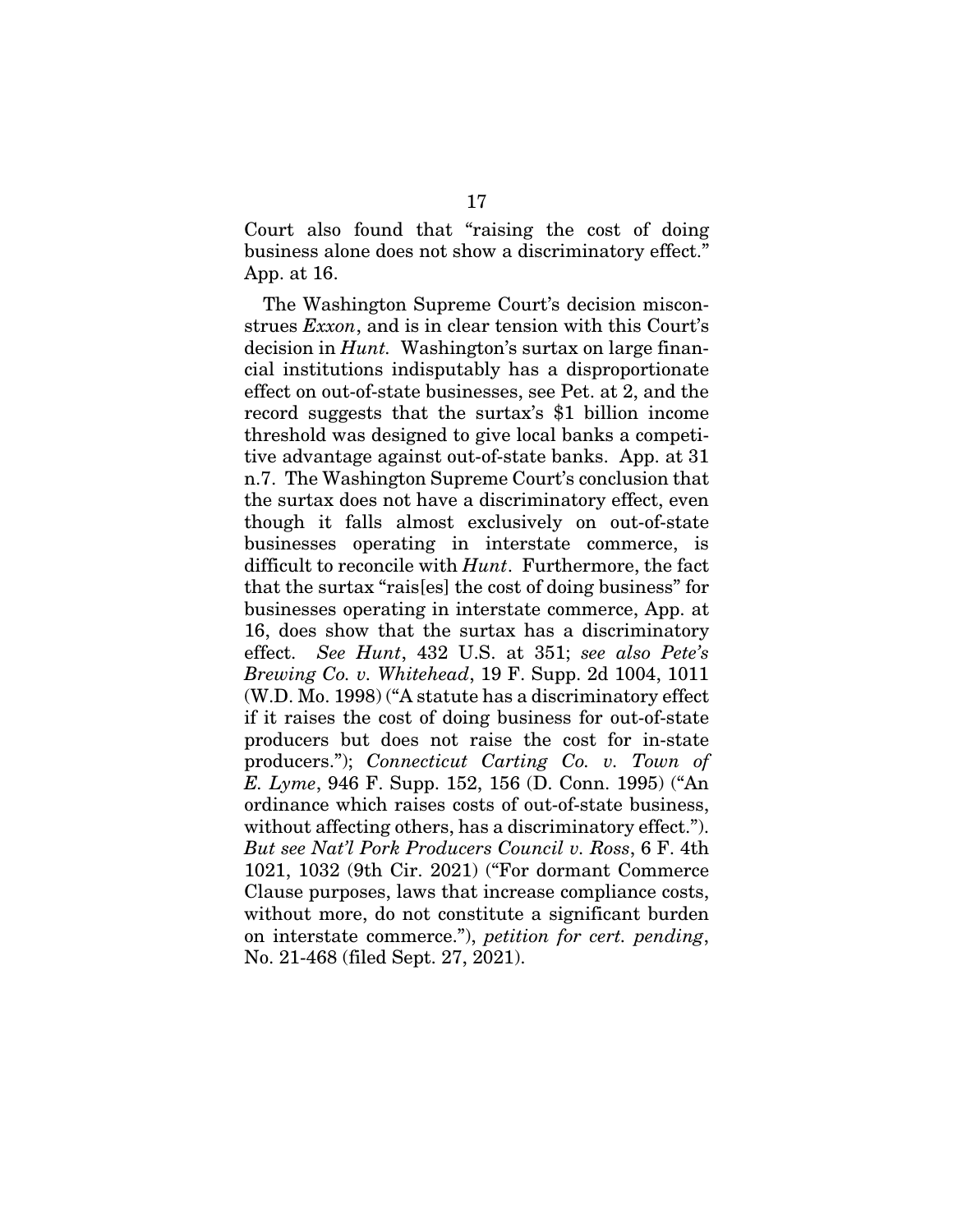Court also found that "raising the cost of doing business alone does not show a discriminatory effect." App. at 16.

The Washington Supreme Court's decision misconstrues *Exxon*, and is in clear tension with this Court's decision in *Hunt*. Washington's surtax on large financial institutions indisputably has a disproportionate effect on out-of-state businesses, see Pet. at 2, and the record suggests that the surtax's $1 billion income threshold was designed to give local banks a competitive advantage against out-of-state banks. App. at 31 n.7. The Washington Supreme Court's conclusion that the surtax does not have a discriminatory effect, even though it falls almost exclusively on out-of-state businesses operating in interstate commerce, is difficult to reconcile with *Hunt*. Furthermore, the fact that the surtax "rais[es] the cost of doing business" for businesses operating in interstate commerce, App. at 16, does show that the surtax has a discriminatory effect. *See Hunt*, 432 U.S. at 351; *see also Pete's Brewing Co. v. Whitehead*, 19 F. Supp. 2d 1004, 1011 (W.D. Mo. 1998) ("A statute has a discriminatory effect if it raises the cost of doing business for out-of-state producers but does not raise the cost for in-state producers."); *Connecticut Carting Co. v. Town of E. Lyme*, 946 F. Supp. 152, 156 (D. Conn. 1995) ("An ordinance which raises costs of out-of-state business, without affecting others, has a discriminatory effect."). *But see Nat'l Pork Producers Council v. Ross*, 6 F. 4th 1021, 1032 (9th Cir. 2021) ("For dormant Commerce Clause purposes, laws that increase compliance costs, without more, do not constitute a significant burden on interstate commerce."), *petition for cert. pending*, No. 21-468 (filed Sept. 27, 2021).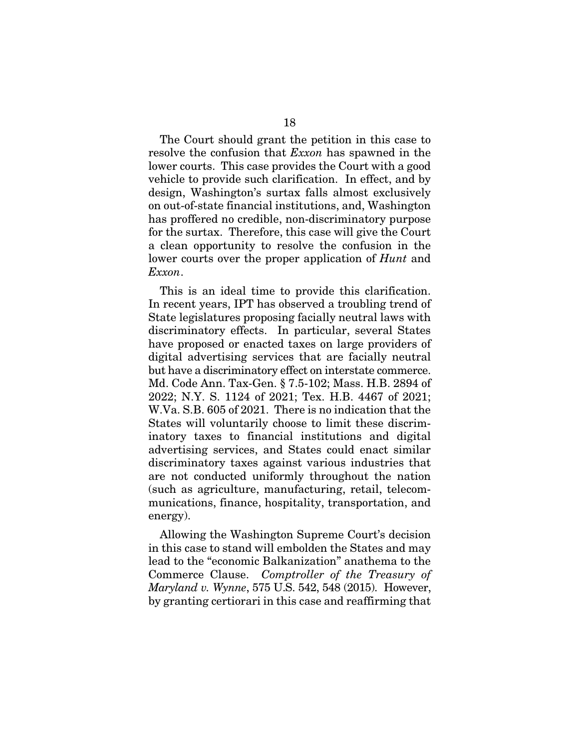The Court should grant the petition in this case to resolve the confusion that *Exxon* has spawned in the lower courts. This case provides the Court with a good vehicle to provide such clarification. In effect, and by design, Washington's surtax falls almost exclusively on out-of-state financial institutions, and, Washington has proffered no credible, non-discriminatory purpose for the surtax. Therefore, this case will give the Court a clean opportunity to resolve the confusion in the lower courts over the proper application of *Hunt* and *Exxon*.

This is an ideal time to provide this clarification. In recent years, IPT has observed a troubling trend of State legislatures proposing facially neutral laws with discriminatory effects. In particular, several States have proposed or enacted taxes on large providers of digital advertising services that are facially neutral but have a discriminatory effect on interstate commerce. Md. Code Ann. Tax-Gen. § 7.5-102; Mass. H.B. 2894 of 2022; N.Y. S. 1124 of 2021; Tex. H.B. 4467 of 2021; W.Va. S.B. 605 of 2021. There is no indication that the States will voluntarily choose to limit these discriminatory taxes to financial institutions and digital advertising services, and States could enact similar discriminatory taxes against various industries that are not conducted uniformly throughout the nation (such as agriculture, manufacturing, retail, telecommunications, finance, hospitality, transportation, and energy).

Allowing the Washington Supreme Court's decision in this case to stand will embolden the States and may lead to the "economic Balkanization" anathema to the Commerce Clause. *Comptroller of the Treasury of Maryland v. Wynne*, 575 U.S. 542, 548 (2015). However, by granting certiorari in this case and reaffirming that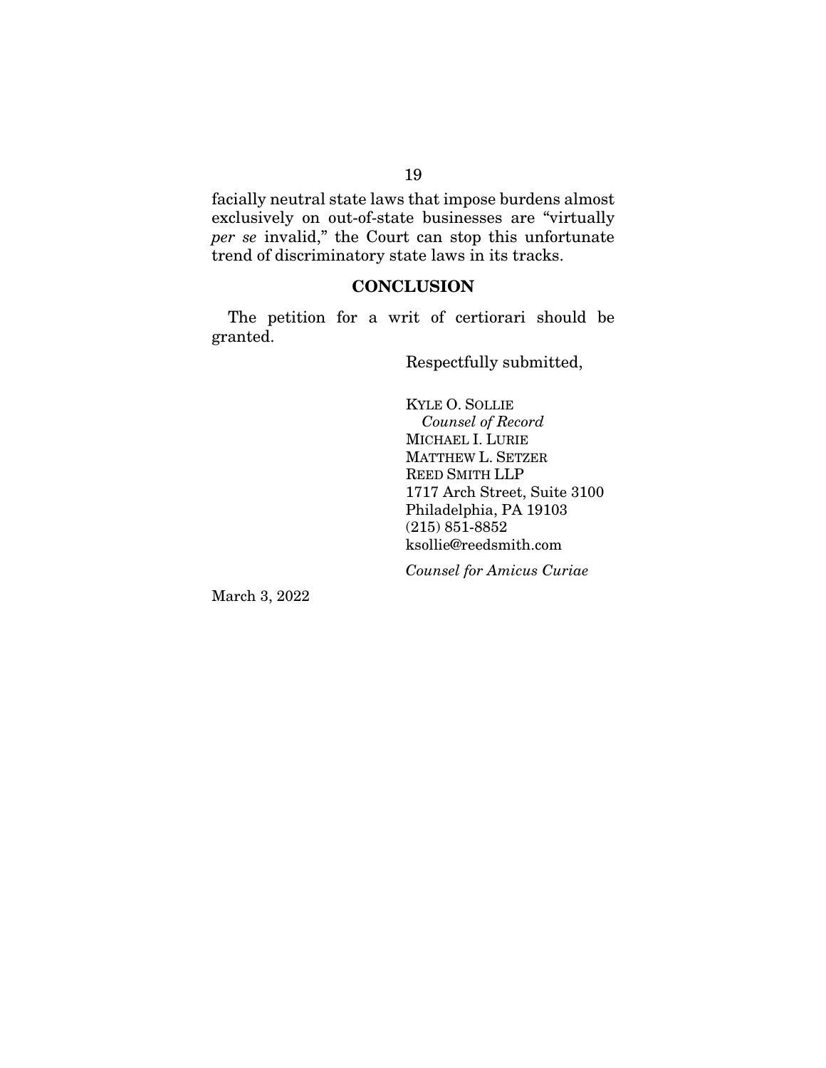facially neutral state laws that impose burdens almost exclusively on out-of-state businesses are "virtually *per se* invalid," the Court can stop this unfortunate trend of discriminatory state laws in its tracks.

## CONCLUSION

The petition for a writ of certiorari should be granted.

Respectfully submitted,

KYLE O. SOLLIE
*Counsel of Record*
MICHAEL I. LURIE
MATTHEW L. SETZER
REED SMITH LLP
1717 Arch Street, Suite 3100
Philadelphia, PA 19103
(215) 851-8852
ksollie@reedsmith.com

*Counsel for Amicus Curiae*

March 3, 2022